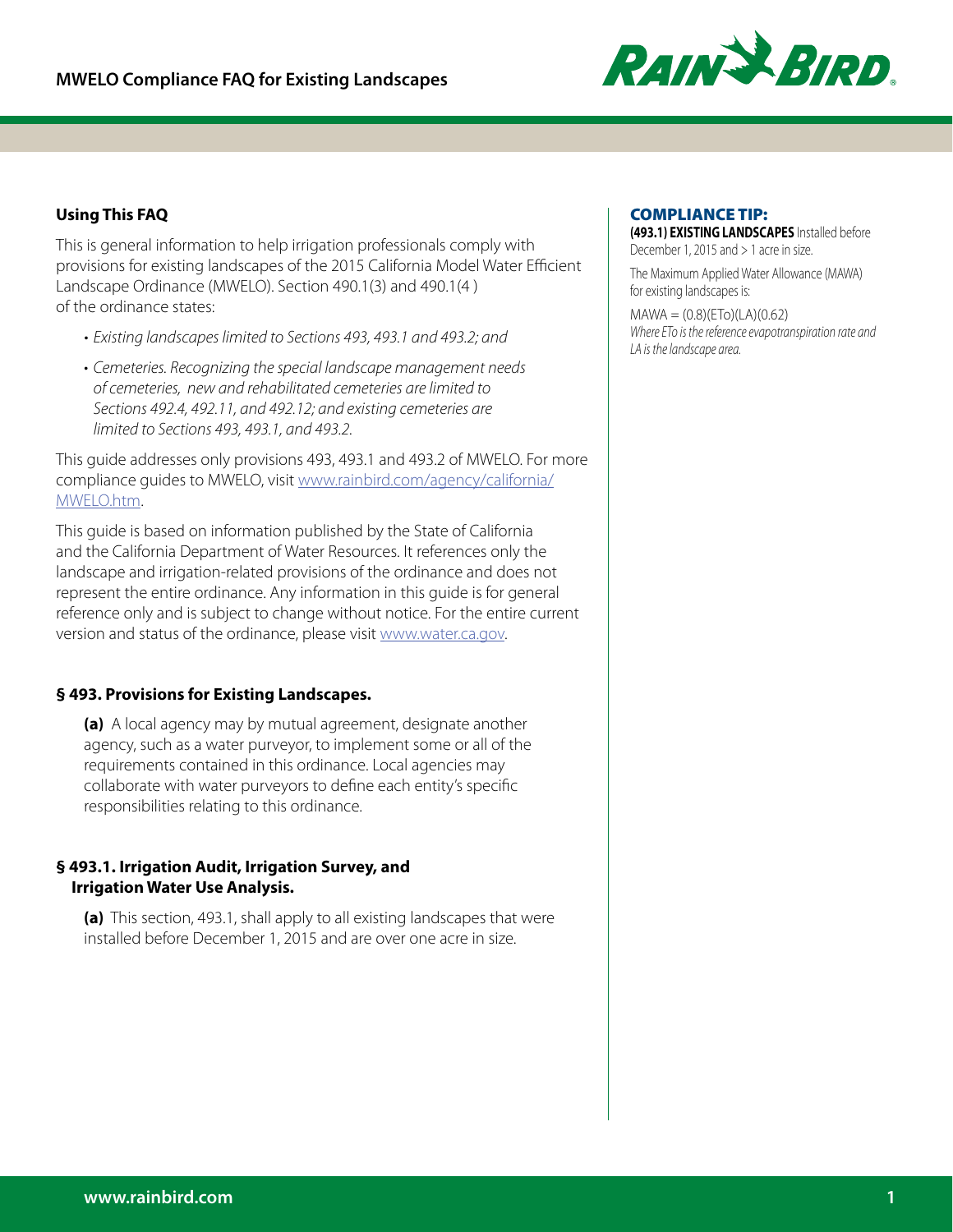# MWELO Compliance FAQ for Existing Landscapes

## Using This FAQ

This is general information to help irrigation professionals comply with provisions for existing landscapes of the 2015 California Model Water Efficient Landscape Ordinance (MWELO). Section 490.1(3) and 490.1(4 ) of the ordinance states:

- *Existing landscapes limited to Sections 493, 493.1 and 493.2; and*
- *Cemeteries. Recognizing the special landscape management needs of cemeteries, new and rehabilitated cemeteries are limited to Sections 492.4, 492.11, and 492.12; and existing cemeteries are limited to Sections 493, 493.1, and 493.2.*

This guide addresses only provisions 493, 493.1 and 493.2 of MWELO. For more compliance guides to MWELO, visit [www.rainbird.com/agency/california/MWELO.htm](www.rainbird.com/agency/california/MWELO.htm).

This guide is based on information published by the State of California and the California Department of Water Resources. It references only the landscape and irrigation-related provisions of the ordinance and does not represent the entire ordinance. Any information in this guide is for general reference only and is subject to change without notice. For the entire current version and status of the ordinance, please visit [www.water.ca.gov](www.water.ca.gov).

## § 493. Provisions for Existing Landscapes.

**(a)** A local agency may by mutual agreement, designate another agency, such as a water purveyor, to implement some or all of the requirements contained in this ordinance. Local agencies may collaborate with water purveyors to define each entity's specific responsibilities relating to this ordinance.

## § 493.1. Irrigation Audit, Irrigation Survey, and Irrigation Water Use Analysis.

**(a)** This section, 493.1, shall apply to all existing landscapes that were installed before December 1, 2015 and are over one acre in size.

### COMPLIANCE TIP:

**(493.1) EXISTING LANDSCAPES** Installed before December 1, 2015 and > 1 acre in size.

The Maximum Applied Water Allowance (MAWA) for existing landscapes is:

$$MAWA = (0.8)(ETo)(LA)(0.62)$$

*Where ETo is the reference evapotranspiration rate and LA is the landscape area.*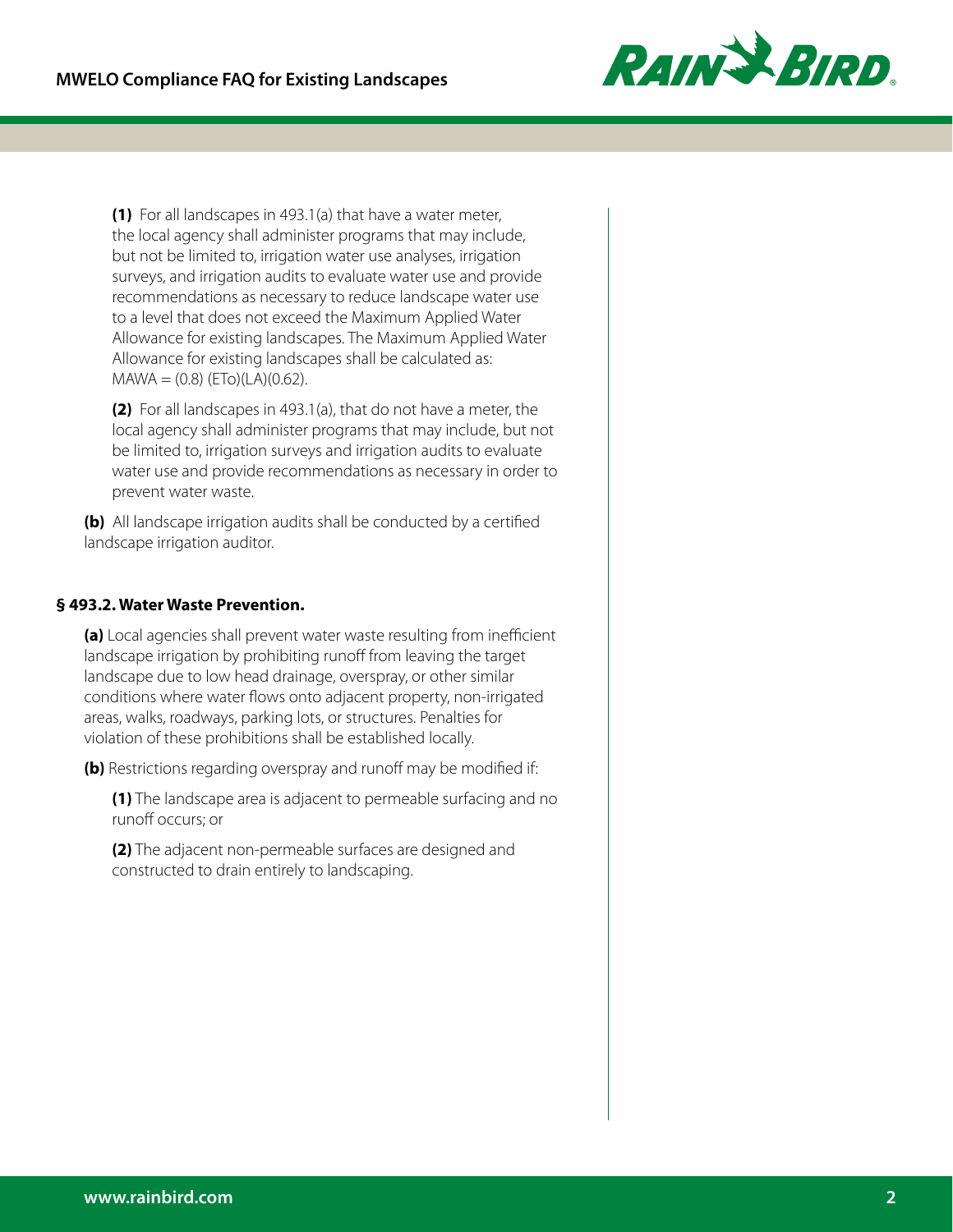**(1)** For all landscapes in 493.1(a) that have a water meter, the local agency shall administer programs that may include, but not be limited to, irrigation water use analyses, irrigation surveys, and irrigation audits to evaluate water use and provide recommendations as necessary to reduce landscape water use to a level that does not exceed the Maximum Applied Water Allowance for existing landscapes. The Maximum Applied Water Allowance for existing landscapes shall be calculated as: $MAWA = (0.8)(ETo)(LA)(0.62)$.

**(2)** For all landscapes in 493.1(a), that do not have a meter, the local agency shall administer programs that may include, but not be limited to, irrigation surveys and irrigation audits to evaluate water use and provide recommendations as necessary in order to prevent water waste.

**(b)** All landscape irrigation audits shall be conducted by a certified landscape irrigation auditor.

### § 493.2. Water Waste Prevention.

**(a)** Local agencies shall prevent water waste resulting from inefficient landscape irrigation by prohibiting runoff from leaving the target landscape due to low head drainage, overspray, or other similar conditions where water flows onto adjacent property, non-irrigated areas, walks, roadways, parking lots, or structures. Penalties for violation of these prohibitions shall be established locally.

**(b)** Restrictions regarding overspray and runoff may be modified if:

**(1)** The landscape area is adjacent to permeable surfacing and no runoff occurs; or

**(2)** The adjacent non-permeable surfaces are designed and constructed to drain entirely to landscaping.